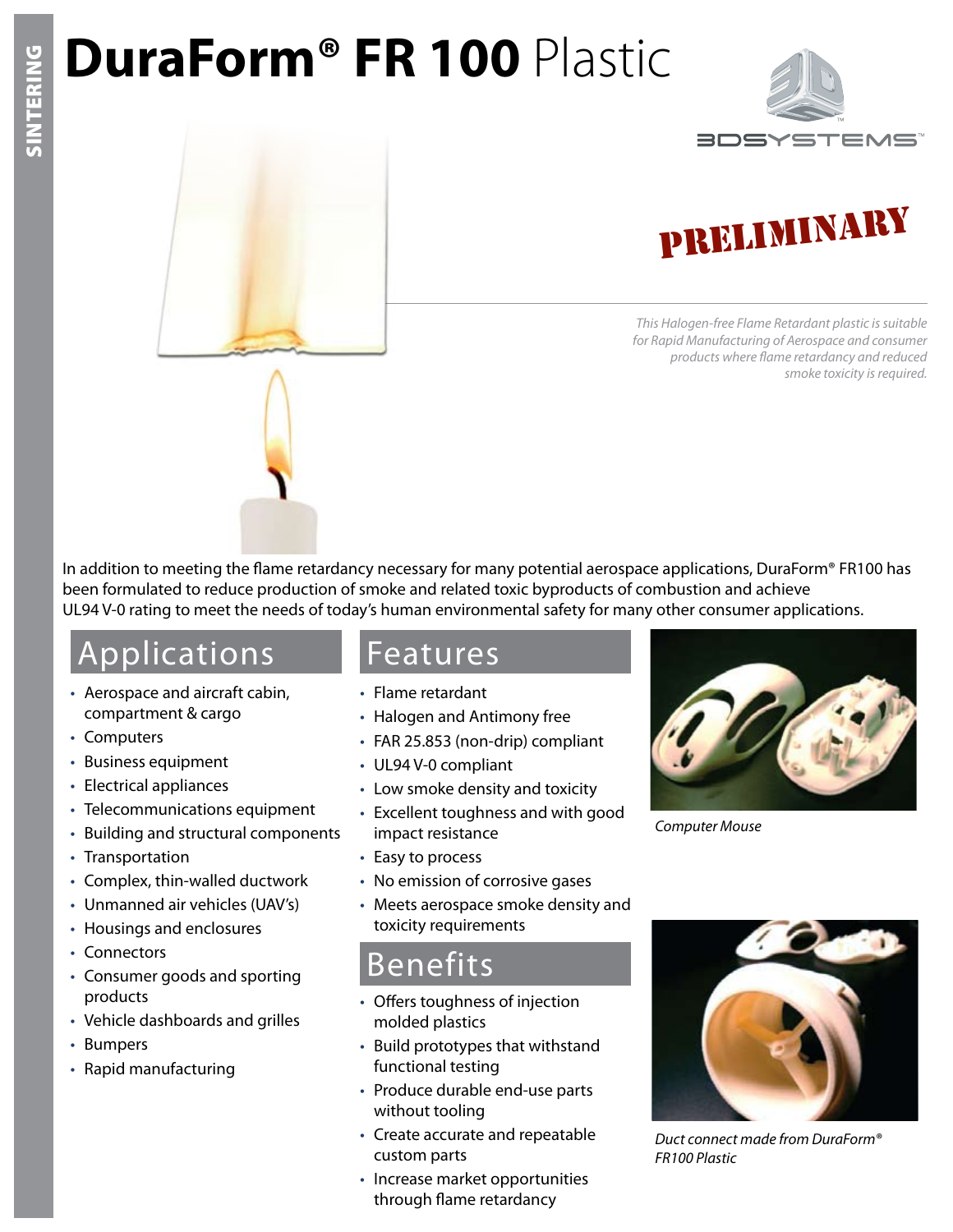# DuraForm® FR 100 Plastic

PRELIMINARY

*This Halogen-free Flame Retardant plastic is suitable for Rapid Manufacturing of Aerospace and consumer products where flame retardancy and reduced smoke toxicity is required.*

In addition to meeting the flame retardancy necessary for many potential aerospace applications, DuraForm® FR100 has been formulated to reduce production of smoke and related toxic byproducts of combustion and achieve UL94 V-0 rating to meet the needs of today's human environmental safety for many other consumer applications.

## Applications

- Aerospace and aircraft cabin, compartment & cargo
- Computers
- Business equipment
- Electrical appliances
- Telecommunications equipment
- Building and structural components
- Transportation
- Complex, thin-walled ductwork
- Unmanned air vehicles (UAV's)
- Housings and enclosures
- Connectors
- Consumer goods and sporting products
- Vehicle dashboards and grilles
- Bumpers
- Rapid manufacturing

## Features

- Flame retardant
- Halogen and Antimony free
- FAR 25.853 (non-drip) compliant
- UL94 V-0 compliant
- Low smoke density and toxicity
- Excellent toughness and with good impact resistance
- Easy to process
- No emission of corrosive gases
- Meets aerospace smoke density and toxicity requirements

## Benefits

- Offers toughness of injection molded plastics
- Build prototypes that withstand functional testing
- Produce durable end-use parts without tooling
- Create accurate and repeatable custom parts
- Increase market opportunities through flame retardancy

*Computer Mouse*

*Duct connect made from DuraForm® FR100 Plastic*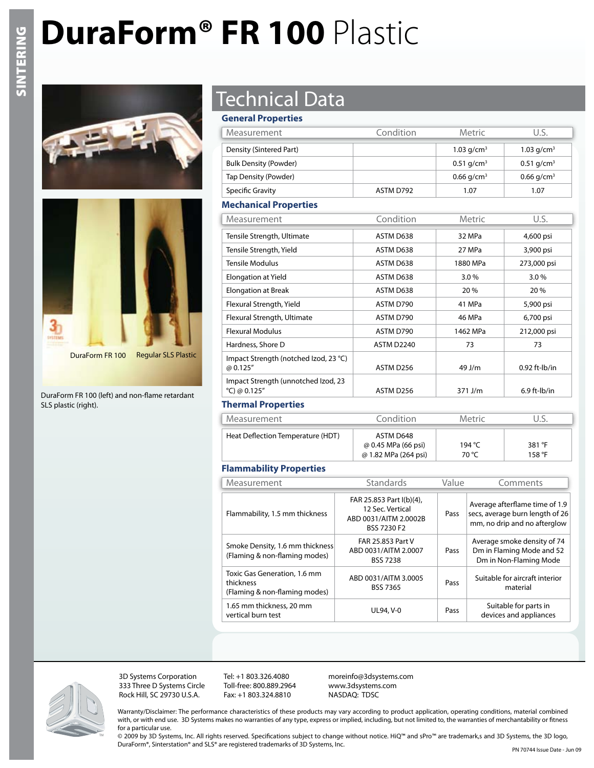# DuraForm® FR 100 Plastic

DuraForm FR 100 | Regular SLS Plastic

DuraForm FR 100 (left) and non-flame retardant SLS plastic (right).

## Technical Data

### General Properties

| Measurement | Condition | Metric | U.S. |
|---|---|---|---|
| Density (Sintered Part) | | 1.03 g/cm³ | 1.03 g/cm³ |
| Bulk Density (Powder) | | 0.51 g/cm³ | 0.51 g/cm³ |
| Tap Density (Powder) | | 0.66 g/cm³ | 0.66 g/cm³ |
| Specific Gravity | ASTM D792 | 1.07 | 1.07 |

### Mechanical Properties

| Measurement | Condition | Metric | U.S. |
|---|---|---|---|
| Tensile Strength, Ultimate | ASTM D638 | 32 MPa | 4,600 psi |
| Tensile Strength, Yield | ASTM D638 | 27 MPa | 3,900 psi |
| Tensile Modulus | ASTM D638 | 1880 MPa | 273,000 psi |
| Elongation at Yield | ASTM D638 | 3.0 % | 3.0 % |
| Elongation at Break | ASTM D638 | 20 % | 20 % |
| Flexural Strength, Yield | ASTM D790 | 41 MPa | 5,900 psi |
| Flexural Strength, Ultimate | ASTM D790 | 46 MPa | 6,700 psi |
| Flexural Modulus | ASTM D790 | 1462 MPa | 212,000 psi |
| Hardness, Shore D | ASTM D2240 | 73 | 73 |
| Impact Strength (notched Izod, 23 °C) @ 0.125" | ASTM D256 | 49 J/m | 0.92 ft-lb/in |
| Impact Strength (unnotched Izod, 23 °C) @ 0.125" | ASTM D256 | 371 J/m | 6.9 ft-lb/in |

### Thermal Properties

| Measurement | Condition | Metric | U.S. |
|---|---|---|---|
| Heat Deflection Temperature (HDT) | ASTM D648<br>@ 0.45 MPa (66 psi)<br>@ 1.82 MPa (264 psi) | <br>194 °C<br>70 °C | <br>381 °F<br>158 °F |

### Flammability Properties

| Measurement | Standards | Value | Comments |
|---|---|---|---|
| Flammability, 1.5 mm thickness | FAR 25.853 Part I(b)(4), 12 Sec. Vertical<br>ABD 0031/AITM 2.0002B<br>BSS 7230 F2 | Pass | Average afterflame time of 1.9 secs, average burn length of 26 mm, no drip and no afterglow |
| Smoke Density, 1.6 mm thickness (Flaming & non-flaming modes) | FAR 25.853 Part V<br>ABD 0031/AITM 2.0007<br>BSS 7238 | Pass | Average smoke density of 74 Dm in Flaming Mode and 52 Dm in Non-Flaming Mode |
| Toxic Gas Generation, 1.6 mm thickness (Flaming & non-flaming modes) | ABD 0031/AITM 3.0005<br>BSS 7365 | Pass | Suitable for aircraft interior material |
| 1.65 mm thickness, 20 mm vertical burn test | UL94, V-0 | Pass | Suitable for parts in devices and appliances |

3D Systems Corporation
333 Three D Systems Circle
Rock Hill, SC 29730 U.S.A.

Tel: +1 803.326.4080
Toll-free: 800.889.2964
Fax: +1 803.324.8810

moreinfo@3dsystems.com
www.3dsystems.com
NASDAQ: TDSC

Warranty/Disclaimer: The performance characteristics of these products may vary according to product application, operating conditions, material combined with, or with end use. 3D Systems makes no warranties of any type, express or implied, including, but not limited to, the warranties of merchantability or fitness for a particular use.

© 2009 by 3D Systems, Inc. All rights reserved. Specifications subject to change without notice. HiQ™ and sPro™ are trademark,s and 3D Systems, the 3D logo, DuraForm®, Sinterstation® and SLS® are registered trademarks of 3D Systems, Inc.

PN 70744 Issue Date - Jun 09